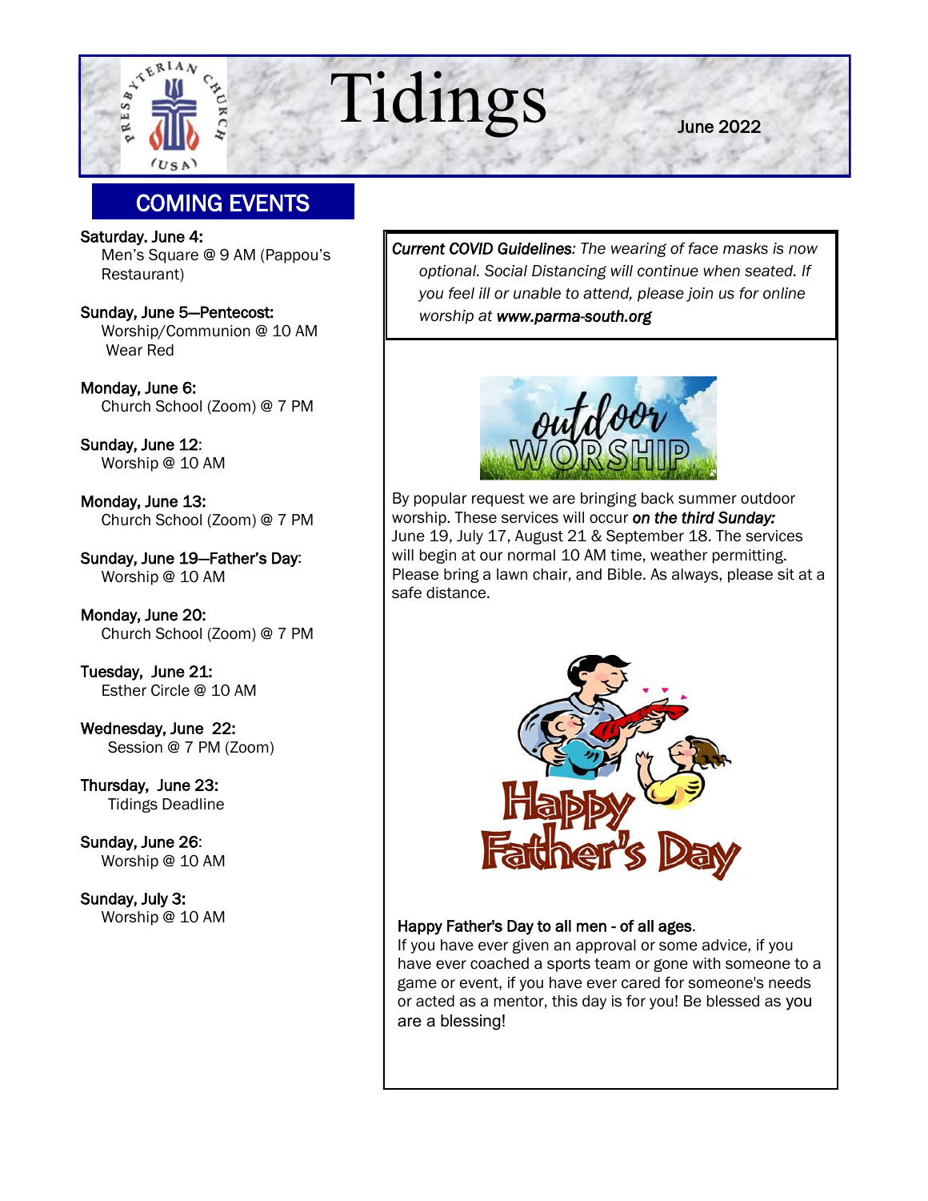# Tidings

June 2022

## COMING EVENTS

**Saturday. June 4:**
Men's Square @ 9 AM (Pappou's Restaurant)

**Sunday, June 5—Pentecost:**
Worship/Communion @ 10 AM
Wear Red

**Monday, June 6:**
Church School (Zoom) @ 7 PM

**Sunday, June 12:**
Worship @ 10 AM

**Monday, June 13:**
Church School (Zoom) @ 7 PM

**Sunday, June 19—Father's Day:**
Worship @ 10 AM

**Monday, June 20:**
Church School (Zoom) @ 7 PM

**Tuesday, June 21:**
Esther Circle @ 10 AM

**Wednesday, June 22:**
Session @ 7 PM (Zoom)

**Thursday, June 23:**
Tidings Deadline

**Sunday, June 26:**
Worship @ 10 AM

**Sunday, July 3:**
Worship @ 10 AM

*Current COVID Guidelines: The wearing of face masks is now optional. Social Distancing will continue when seated. If you feel ill or unable to attend, please join us for online worship at **www.parma-south.org***

By popular request we are bringing back summer outdoor worship. These services will occur ***on the third Sunday:*** June 19, July 17, August 21 & September 18. The services will begin at our normal 10 AM time, weather permitting. Please bring a lawn chair, and Bible. As always, please sit at a safe distance.

**Happy Father's Day to all men - of all ages.**
If you have ever given an approval or some advice, if you have ever coached a sports team or gone with someone to a game or event, if you have ever cared for someone's needs or acted as a mentor, this day is for you! Be blessed as you are a blessing!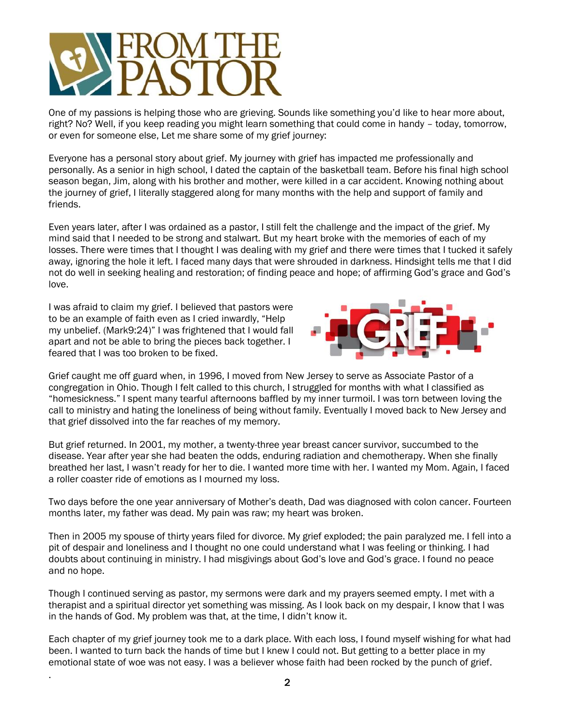// FROM THE PASTOR

One of my passions is helping those who are grieving. Sounds like something you'd like to hear more about, right? No? Well, if you keep reading you might learn something that could come in handy – today, tomorrow, or even for someone else, Let me share some of my grief journey:

Everyone has a personal story about grief. My journey with grief has impacted me professionally and personally. As a senior in high school, I dated the captain of the basketball team. Before his final high school season began, Jim, along with his brother and mother, were killed in a car accident. Knowing nothing about the journey of grief, I literally staggered along for many months with the help and support of family and friends.

Even years later, after I was ordained as a pastor, I still felt the challenge and the impact of the grief. My mind said that I needed to be strong and stalwart. But my heart broke with the memories of each of my losses. There were times that I thought I was dealing with my grief and there were times that I tucked it safely away, ignoring the hole it left. I faced many days that were shrouded in darkness. Hindsight tells me that I did not do well in seeking healing and restoration; of finding peace and hope; of affirming God's grace and God's love.

I was afraid to claim my grief. I believed that pastors were to be an example of faith even as I cried inwardly, "Help my unbelief. (Mark9:24)" I was frightened that I would fall apart and not be able to bring the pieces back together. I feared that I was too broken to be fixed.

Grief caught me off guard when, in 1996, I moved from New Jersey to serve as Associate Pastor of a congregation in Ohio. Though I felt called to this church, I struggled for months with what I classified as "homesickness." I spent many tearful afternoons baffled by my inner turmoil. I was torn between loving the call to ministry and hating the loneliness of being without family. Eventually I moved back to New Jersey and that grief dissolved into the far reaches of my memory.

But grief returned. In 2001, my mother, a twenty-three year breast cancer survivor, succumbed to the disease. Year after year she had beaten the odds, enduring radiation and chemotherapy. When she finally breathed her last, I wasn't ready for her to die. I wanted more time with her. I wanted my Mom. Again, I faced a roller coaster ride of emotions as I mourned my loss.

Two days before the one year anniversary of Mother's death, Dad was diagnosed with colon cancer. Fourteen months later, my father was dead. My pain was raw; my heart was broken.

Then in 2005 my spouse of thirty years filed for divorce. My grief exploded; the pain paralyzed me. I fell into a pit of despair and loneliness and I thought no one could understand what I was feeling or thinking. I had doubts about continuing in ministry. I had misgivings about God's love and God's grace. I found no peace and no hope.

Though I continued serving as pastor, my sermons were dark and my prayers seemed empty. I met with a therapist and a spiritual director yet something was missing. As I look back on my despair, I know that I was in the hands of God. My problem was that, at the time, I didn't know it.

Each chapter of my grief journey took me to a dark place. With each loss, I found myself wishing for what had been. I wanted to turn back the hands of time but I knew I could not. But getting to a better place in my emotional state of woe was not easy. I was a believer whose faith had been rocked by the punch of grief.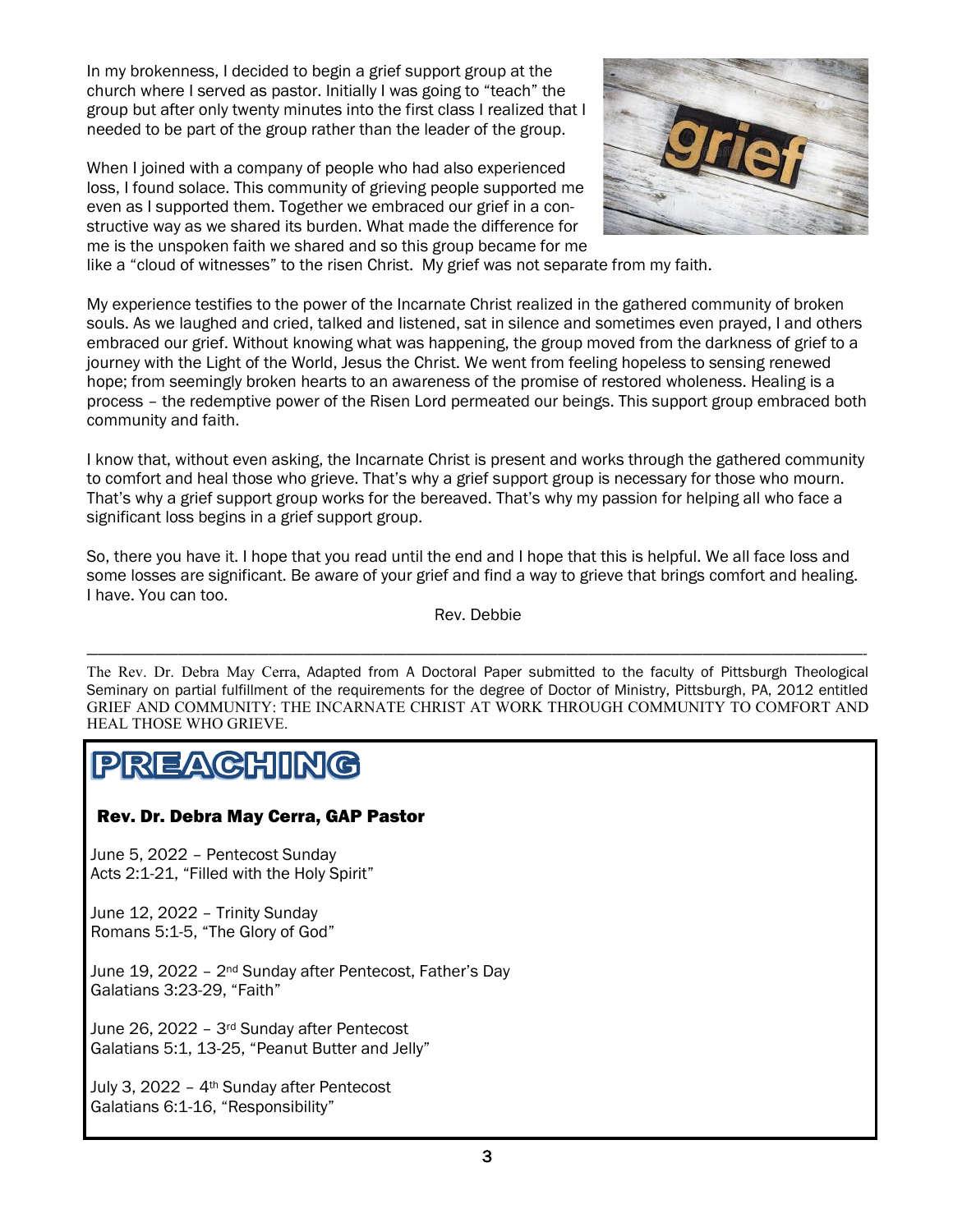In my brokenness, I decided to begin a grief support group at the church where I served as pastor. Initially I was going to "teach" the group but after only twenty minutes into the first class I realized that I needed to be part of the group rather than the leader of the group.

When I joined with a company of people who had also experienced loss, I found solace. This community of grieving people supported me even as I supported them. Together we embraced our grief in a constructive way as we shared its burden. What made the difference for me is the unspoken faith we shared and so this group became for me like a "cloud of witnesses" to the risen Christ. My grief was not separate from my faith.

My experience testifies to the power of the Incarnate Christ realized in the gathered community of broken souls. As we laughed and cried, talked and listened, sat in silence and sometimes even prayed, I and others embraced our grief. Without knowing what was happening, the group moved from the darkness of grief to a journey with the Light of the World, Jesus the Christ. We went from feeling hopeless to sensing renewed hope; from seemingly broken hearts to an awareness of the promise of restored wholeness. Healing is a process – the redemptive power of the Risen Lord permeated our beings. This support group embraced both community and faith.

I know that, without even asking, the Incarnate Christ is present and works through the gathered community to comfort and heal those who grieve. That's why a grief support group is necessary for those who mourn. That's why a grief support group works for the bereaved. That's why my passion for helping all who face a significant loss begins in a grief support group.

So, there you have it. I hope that you read until the end and I hope that this is helpful. We all face loss and some losses are significant. Be aware of your grief and find a way to grieve that brings comfort and healing. I have. You can too.

Rev. Debbie

---

The Rev. Dr. Debra May Cerra, Adapted from A Doctoral Paper submitted to the faculty of Pittsburgh Theological Seminary on partial fulfillment of the requirements for the degree of Doctor of Ministry, Pittsburgh, PA, 2012 entitled GRIEF AND COMMUNITY: THE INCARNATE CHRIST AT WORK THROUGH COMMUNITY TO COMFORT AND HEAL THOSE WHO GRIEVE.

# PREACHING

## Rev. Dr. Debra May Cerra, GAP Pastor

June 5, 2022 – Pentecost Sunday
Acts 2:1-21, "Filled with the Holy Spirit"

June 12, 2022 – Trinity Sunday
Romans 5:1-5, "The Glory of God"

June 19, 2022 – 2nd Sunday after Pentecost, Father's Day
Galatians 3:23-29, "Faith"

June 26, 2022 – 3rd Sunday after Pentecost
Galatians 5:1, 13-25, "Peanut Butter and Jelly"

July 3, 2022 – 4th Sunday after Pentecost
Galatians 6:1-16, "Responsibility"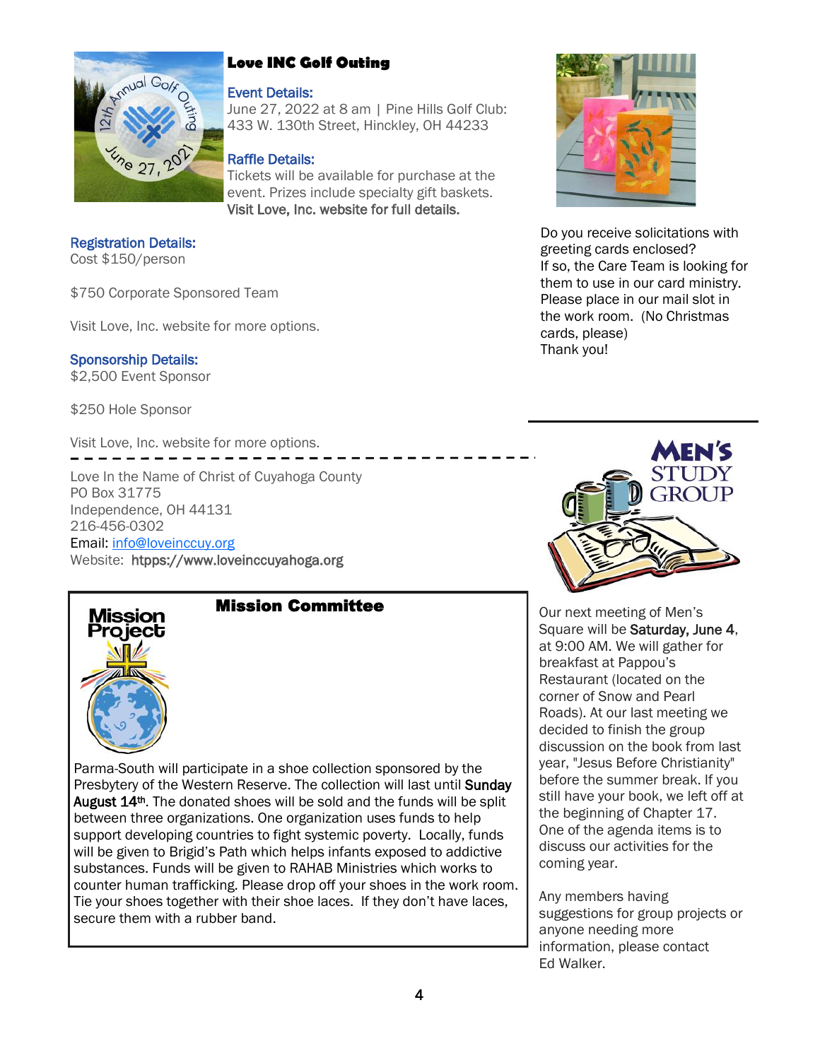## Love INC Golf Outing

**Event Details:**
June 27, 2022 at 8 am | Pine Hills Golf Club: 433 W. 130th Street, Hinckley, OH 44233

**Raffle Details:**
Tickets will be available for purchase at the event. Prizes include specialty gift baskets.
Visit Love, Inc. website for full details.

**Registration Details:**
Cost $150/person

$750 Corporate Sponsored Team

Visit Love, Inc. website for more options.

**Sponsorship Details:**
$2,500 Event Sponsor

$250 Hole Sponsor

Visit Love, Inc. website for more options.

---

Love In the Name of Christ of Cuyahoga County
PO Box 31775
Independence, OH 44131
216-456-0302
Email: info@loveinccuy.org
Website: htpps://www.loveinccuyahoga.org

Do you receive solicitations with greeting cards enclosed?
If so, the Care Team is looking for them to use in our card ministry. Please place in our mail slot in the work room. (No Christmas cards, please)
Thank you!

## Mission Committee

Parma-South will participate in a shoe collection sponsored by the Presbytery of the Western Reserve. The collection will last until Sunday August 14th. The donated shoes will be sold and the funds will be split between three organizations. One organization uses funds to help support developing countries to fight systemic poverty. Locally, funds will be given to Brigid's Path which helps infants exposed to addictive substances. Funds will be given to RAHAB Ministries which works to counter human trafficking. Please drop off your shoes in the work room. Tie your shoes together with their shoe laces. If they don't have laces, secure them with a rubber band.

## Men's Study Group

Our next meeting of Men's Square will be **Saturday, June 4**, at 9:00 AM. We will gather for breakfast at Pappou's Restaurant (located on the corner of Snow and Pearl Roads). At our last meeting we decided to finish the group discussion on the book from last year, "Jesus Before Christianity" before the summer break. If you still have your book, we left off at the beginning of Chapter 17. One of the agenda items is to discuss our activities for the coming year.

Any members having suggestions for group projects or anyone needing more information, please contact Ed Walker.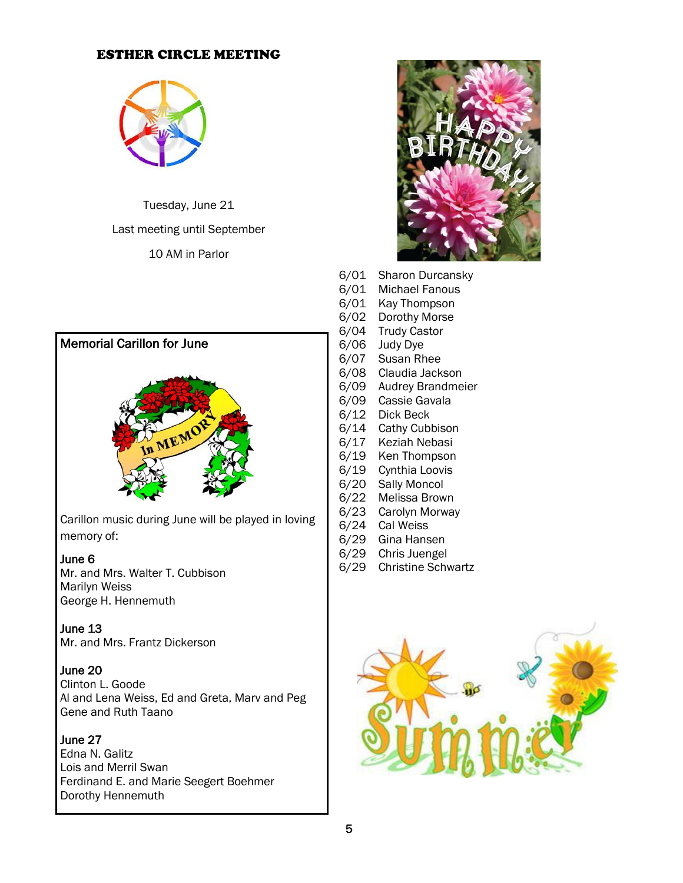## ESTHER CIRCLE MEETING

Tuesday, June 21

Last meeting until September

10 AM in Parlor

### Memorial Carillon for June

Carillon music during June will be played in loving memory of:

**June 6**
Mr. and Mrs. Walter T. Cubbison
Marilyn Weiss
George H. Hennemuth

**June 13**
Mr. and Mrs. Frantz Dickerson

**June 20**
Clinton L. Goode
Al and Lena Weiss, Ed and Greta, Marv and Peg
Gene and Ruth Taano

**June 27**
Edna N. Galitz
Lois and Merril Swan
Ferdinand E. and Marie Seegert Boehmer
Dorothy Hennemuth

## HAPPY BIRTHDAY!

| | |
|---|---|
| 6/01 | Sharon Durcansky |
| 6/01 | Michael Fanous |
| 6/01 | Kay Thompson |
| 6/02 | Dorothy Morse |
| 6/04 | Trudy Castor |
| 6/06 | Judy Dye |
| 6/07 | Susan Rhee |
| 6/08 | Claudia Jackson |
| 6/09 | Audrey Brandmeier |
| 6/09 | Cassie Gavala |
| 6/12 | Dick Beck |
| 6/14 | Cathy Cubbison |
| 6/17 | Keziah Nebasi |
| 6/19 | Ken Thompson |
| 6/19 | Cynthia Loovis |
| 6/20 | Sally Moncol |
| 6/22 | Melissa Brown |
| 6/23 | Carolyn Morway |
| 6/24 | Cal Weiss |
| 6/29 | Gina Hansen |
| 6/29 | Chris Juengel |
| 6/29 | Christine Schwartz |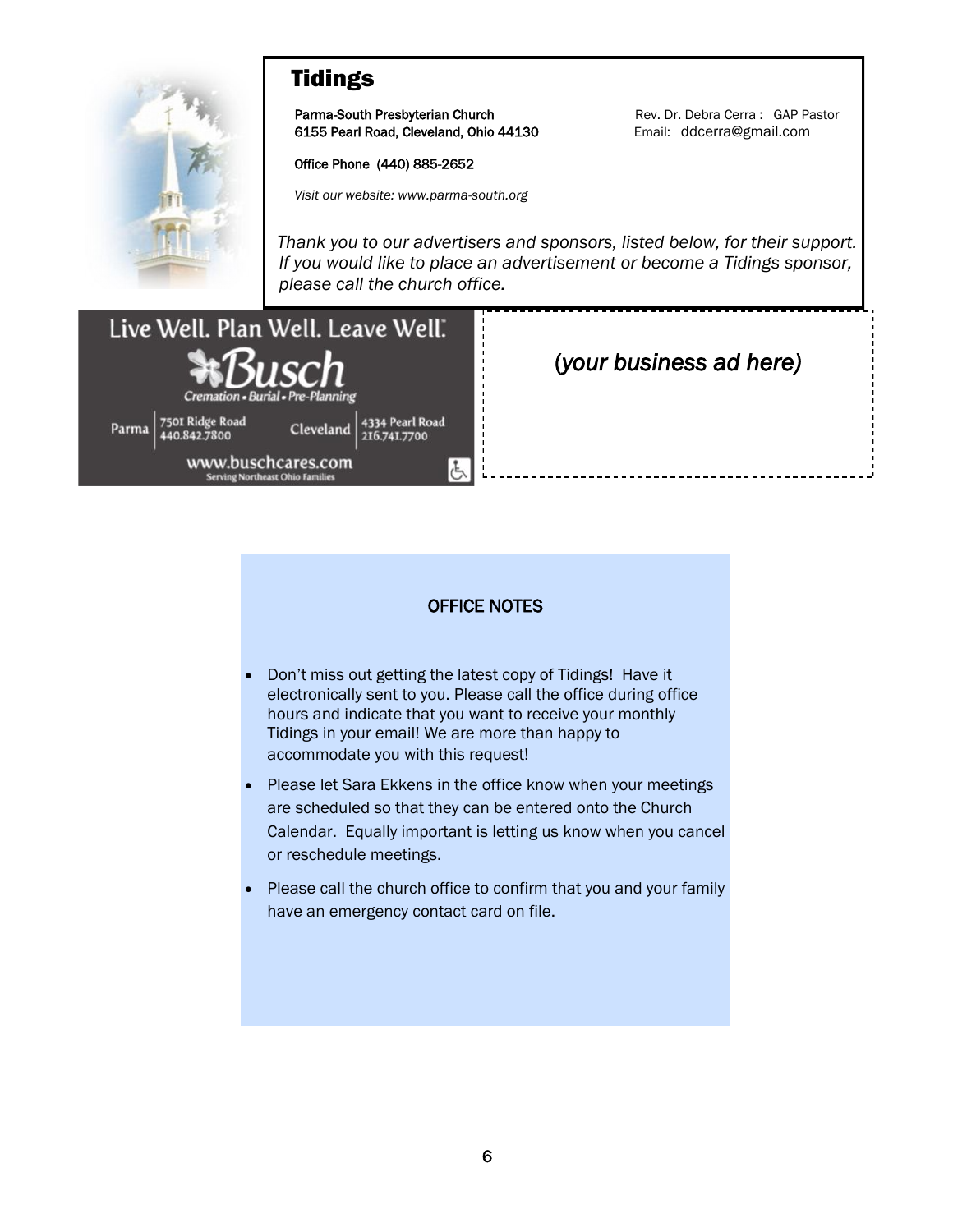# Tidings

**Parma-South Presbyterian Church**
**6155 Pearl Road, Cleveland, Ohio 44130**

**Office Phone (440) 885-2652**

*Visit our website: www.parma-south.org*

Rev. Dr. Debra Cerra : GAP Pastor
Email: ddcerra@gmail.com

*Thank you to our advertisers and sponsors, listed below, for their support. If you would like to place an advertisement or become a Tidings sponsor, please call the church office.*

Live Well. Plan Well. Leave Well.
Busch
Cremation • Burial • Pre-Planning
Parma 7501 Ridge Road 440.842.7800
Cleveland 4334 Pearl Road 216.741.7700
www.buschcares.com
Serving Northeast Ohio Families

*(your business ad here)*

## OFFICE NOTES

- Don't miss out getting the latest copy of Tidings! Have it electronically sent to you. Please call the office during office hours and indicate that you want to receive your monthly Tidings in your email! We are more than happy to accommodate you with this request!
- Please let Sara Ekkens in the office know when your meetings are scheduled so that they can be entered onto the Church Calendar. Equally important is letting us know when you cancel or reschedule meetings.
- Please call the church office to confirm that you and your family have an emergency contact card on file.